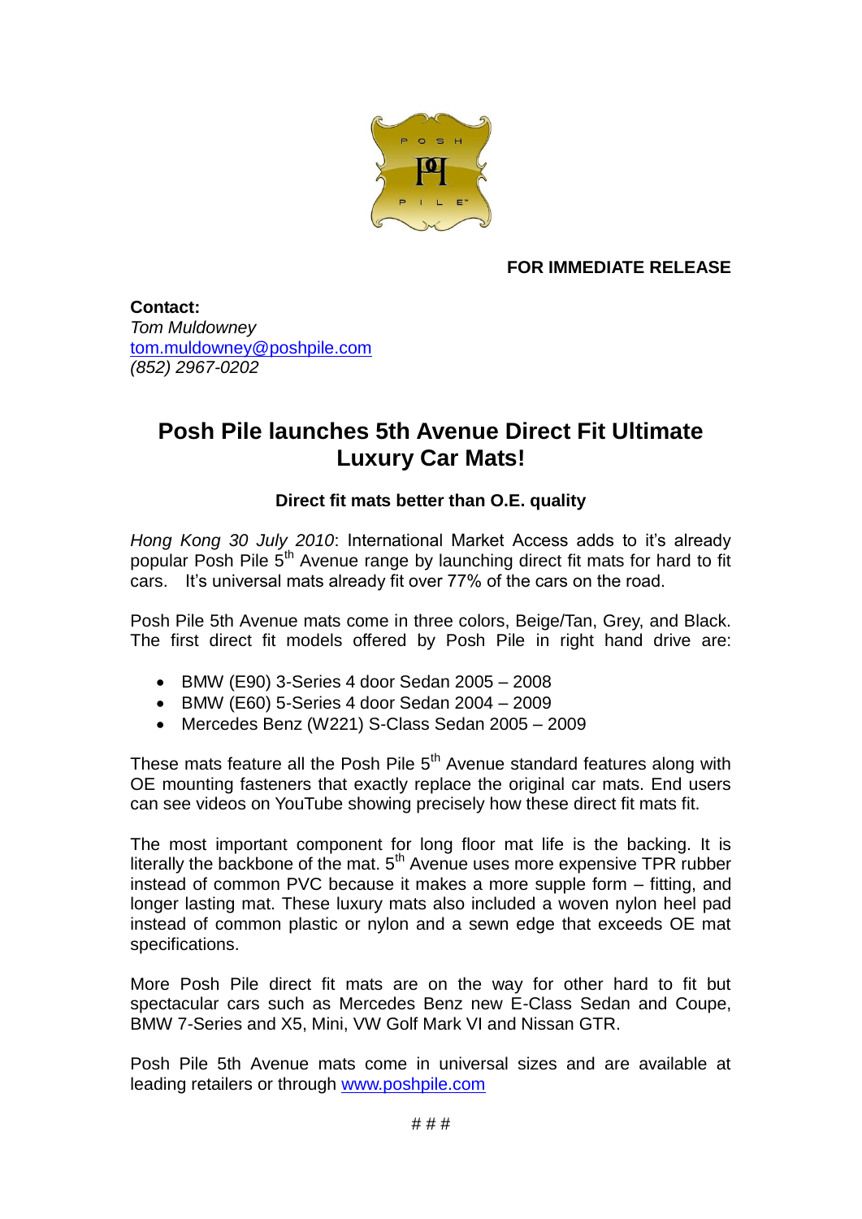**FOR IMMEDIATE RELEASE**

**Contact:**
*Tom Muldowney*
tom.muldowney@poshpile.com
*(852) 2967-0202*

# Posh Pile launches 5th Avenue Direct Fit Ultimate Luxury Car Mats!

### Direct fit mats better than O.E. quality

*Hong Kong 30 July 2010*: International Market Access adds to it's already popular Posh Pile 5th Avenue range by launching direct fit mats for hard to fit cars. It's universal mats already fit over 77% of the cars on the road.

Posh Pile 5th Avenue mats come in three colors, Beige/Tan, Grey, and Black. The first direct fit models offered by Posh Pile in right hand drive are:

- BMW (E90) 3-Series 4 door Sedan 2005 – 2008
- BMW (E60) 5-Series 4 door Sedan 2004 – 2009
- Mercedes Benz (W221) S-Class Sedan 2005 – 2009

These mats feature all the Posh Pile 5th Avenue standard features along with OE mounting fasteners that exactly replace the original car mats. End users can see videos on YouTube showing precisely how these direct fit mats fit.

The most important component for long floor mat life is the backing. It is literally the backbone of the mat. 5th Avenue uses more expensive TPR rubber instead of common PVC because it makes a more supple form – fitting, and longer lasting mat. These luxury mats also included a woven nylon heel pad instead of common plastic or nylon and a sewn edge that exceeds OE mat specifications.

More Posh Pile direct fit mats are on the way for other hard to fit but spectacular cars such as Mercedes Benz new E-Class Sedan and Coupe, BMW 7-Series and X5, Mini, VW Golf Mark VI and Nissan GTR.

Posh Pile 5th Avenue mats come in universal sizes and are available at leading retailers or through www.poshpile.com

# # #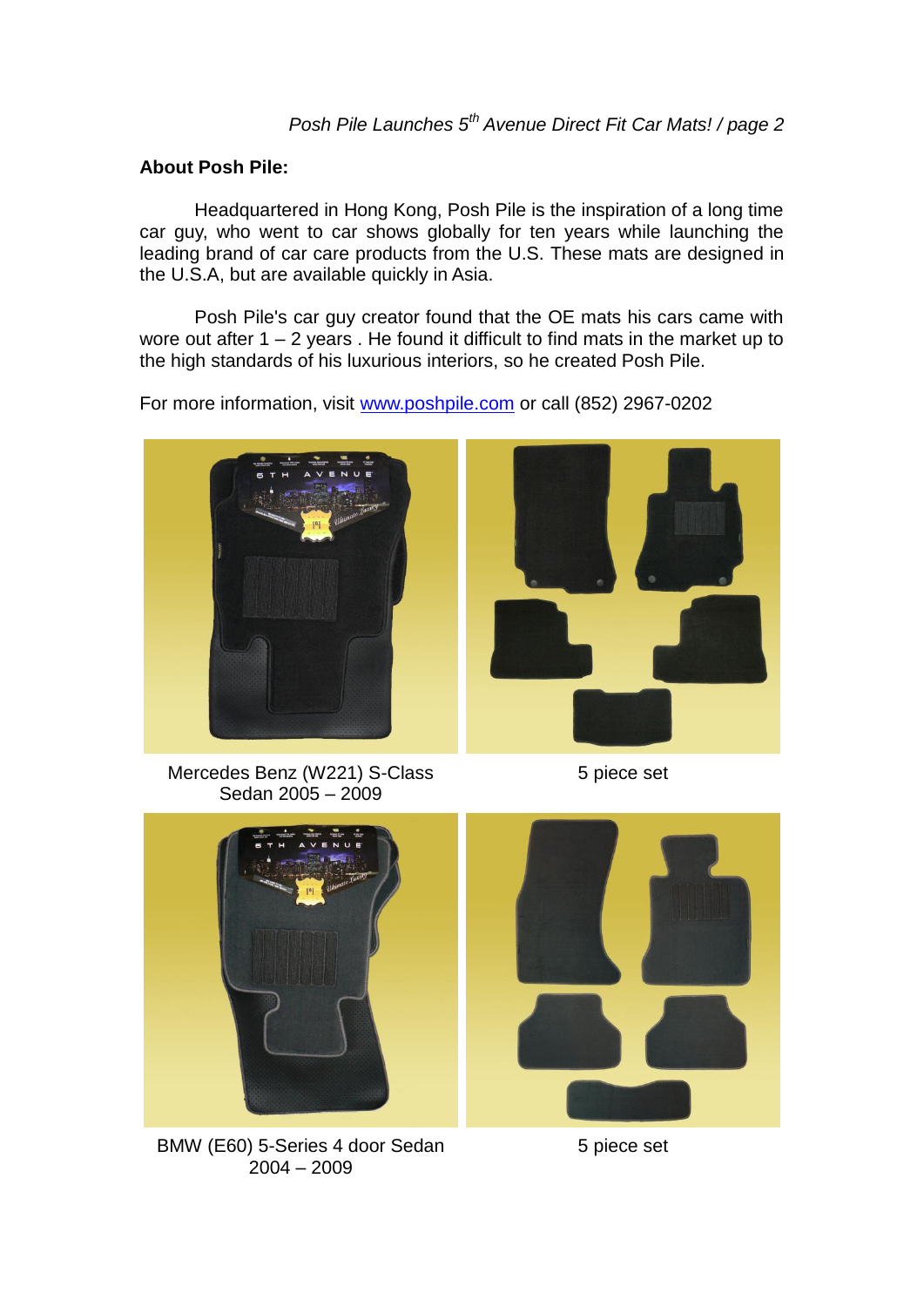## About Posh Pile:

Headquartered in Hong Kong, Posh Pile is the inspiration of a long time car guy, who went to car shows globally for ten years while launching the leading brand of car care products from the U.S. These mats are designed in the U.S.A, but are available quickly in Asia.

Posh Pile's car guy creator found that the OE mats his cars came with wore out after 1 – 2 years . He found it difficult to find mats in the market up to the high standards of his luxurious interiors, so he created Posh Pile.

For more information, visit [www.poshpile.com](http://www.poshpile.com) or call (852) 2967-0202

Mercedes Benz (W221) S-Class Sedan 2005 – 2009

5 piece set

BMW (E60) 5-Series 4 door Sedan 2004 – 2009

5 piece set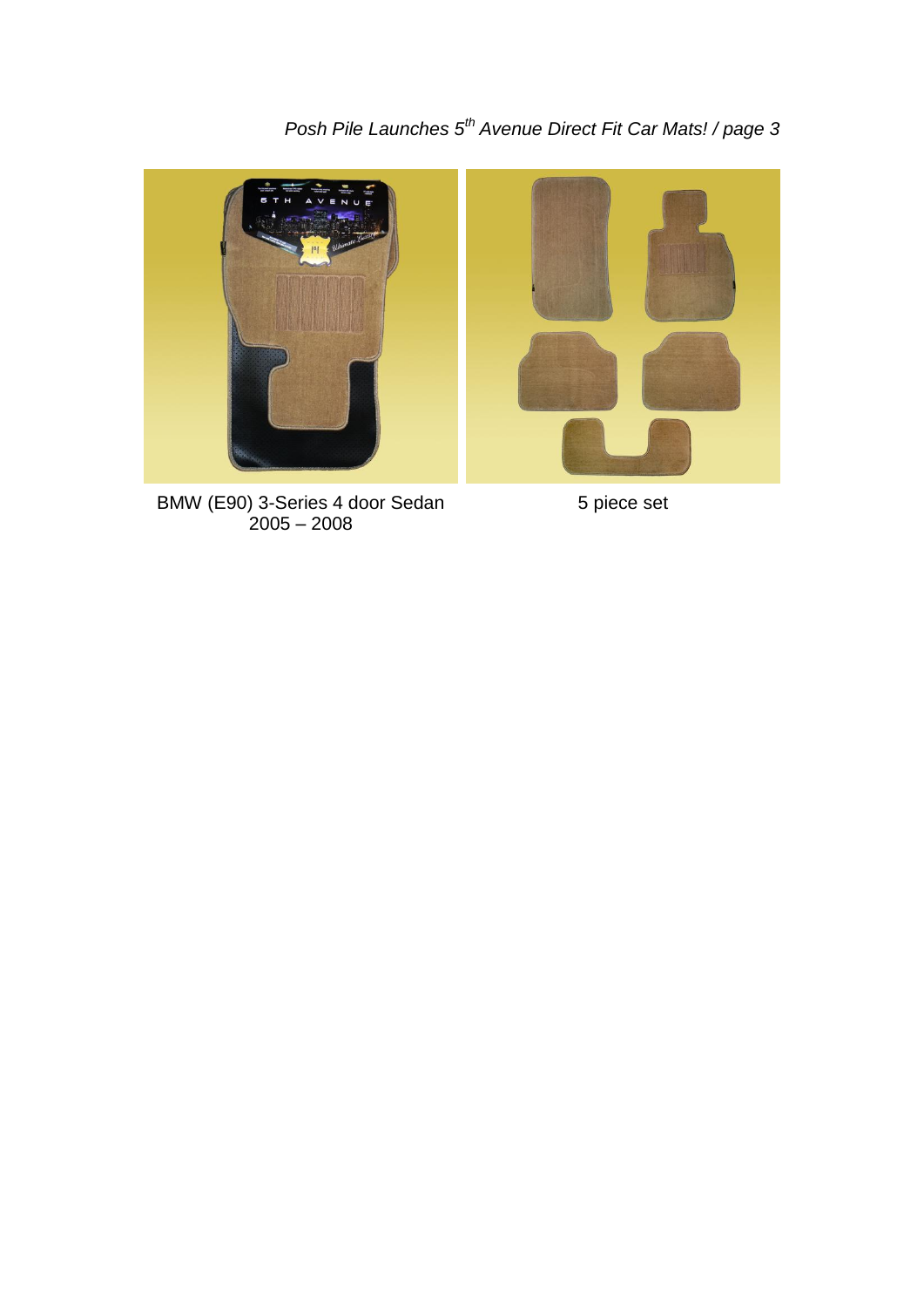BMW (E90) 3-Series 4 door Sedan
2005 – 2008

5 piece set